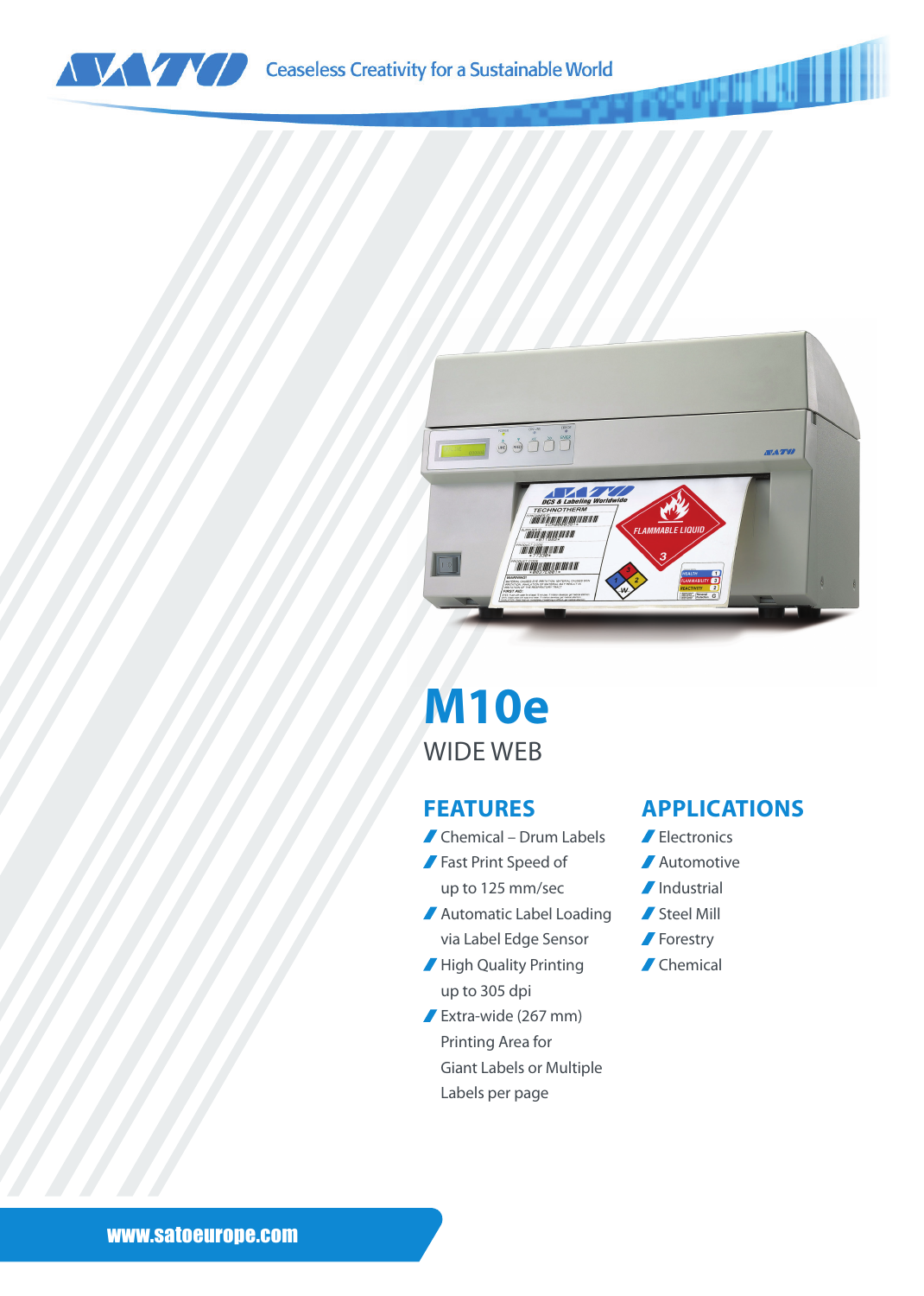Ceaseless Creativity for a Sustainable World

# M10e

WIDE WEB

## FEATURES

- Chemical – Drum Labels
- Fast Print Speed of up to 125 mm/sec
- Automatic Label Loading via Label Edge Sensor
- High Quality Printing up to 305 dpi
- Extra-wide (267 mm) Printing Area for Giant Labels or Multiple Labels per page

## APPLICATIONS

- Electronics
- Automotive
- Industrial
- Steel Mill
- Forestry
- Chemical

www.satoeurope.com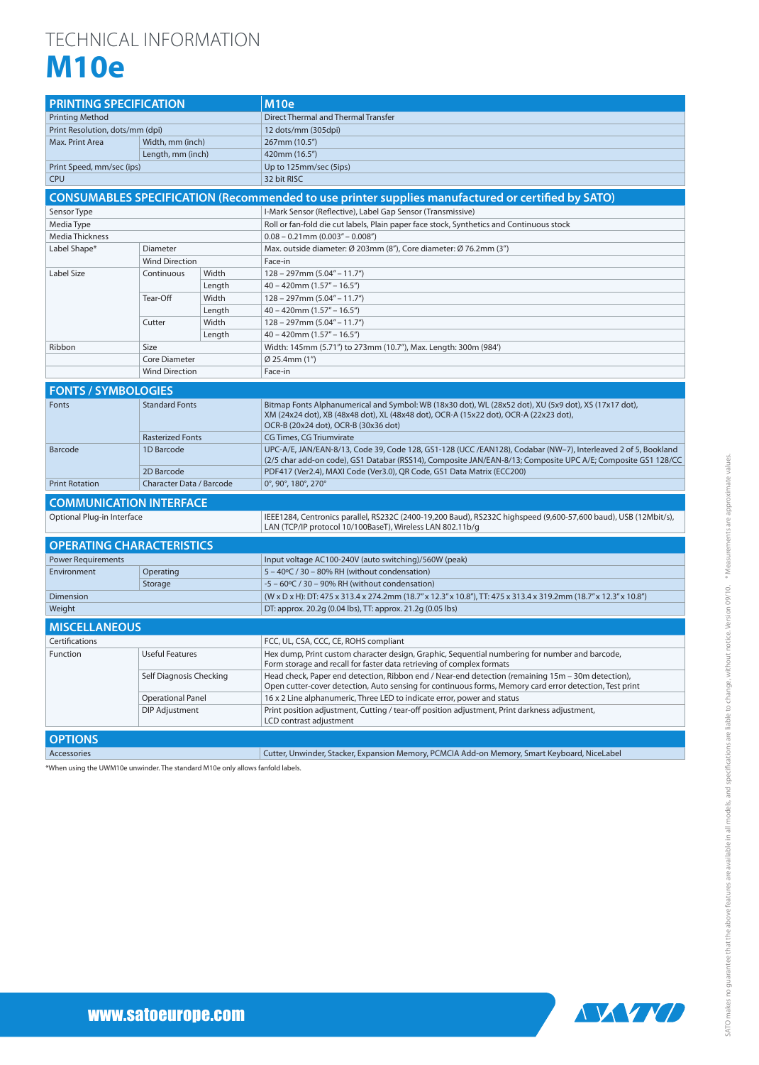TECHNICAL INFORMATION

# M10e

| PRINTING SPECIFICATION | | | M10e |
|---|---|---|---|
| Printing Method | | | Direct Thermal and Thermal Transfer |
| Print Resolution, dots/mm (dpi) | | | 12 dots/mm (305dpi) |
| Max. Print Area | Width, mm (inch) | | 267mm (10.5") |
| | Length, mm (inch) | | 420mm (16.5") |
| Print Speed, mm/sec (ips) | | | Up to 125mm/sec (5ips) |
| CPU | | | 32 bit RISC |
| **CONSUMABLES SPECIFICATION (Recommended to use printer supplies manufactured or certified by SATO)** | | | |
| Sensor Type | | | I-Mark Sensor (Reflective), Label Gap Sensor (Transmissive) |
| Media Type | | | Roll or fan-fold die cut labels, Plain paper face stock, Synthetics and Continuous stock |
| Media Thickness | | | 0.08 – 0.21mm (0.003" – 0.008") |
| Label Shape* | Diameter | | Max. outside diameter: Ø 203mm (8"), Core diameter: Ø 76.2mm (3") |
| | Wind Direction | | Face-in |
| Label Size | Continuous | Width | 128 – 297mm (5.04" – 11.7") |
| | | Length | 40 – 420mm (1.57" – 16.5") |
| | Tear-Off | Width | 128 – 297mm (5.04" – 11.7") |
| | | Length | 40 – 420mm (1.57" – 16.5") |
| | Cutter | Width | 128 – 297mm (5.04" – 11.7") |
| | | Length | 40 – 420mm (1.57" – 16.5") |
| Ribbon | Size | | Width: 145mm (5.71") to 273mm (10.7"), Max. Length: 300m (984') |
| | Core Diameter | | Ø 25.4mm (1") |
| | Wind Direction | | Face-in |
| **FONTS / SYMBOLOGIES** | | | |
| Fonts | Standard Fonts | | Bitmap Fonts Alphanumerical and Symbol: WB (18x30 dot), WL (28x52 dot), XU (5x9 dot), XS (17x17 dot), XM (24x24 dot), XB (48x48 dot), XL (48x48 dot), OCR-A (15x22 dot), OCR-A (22x23 dot), OCR-B (20x24 dot), OCR-B (30x36 dot) |
| | Rasterized Fonts | | CG Times, CG Triumvirate |
| Barcode | 1D Barcode | | UPC-A/E, JAN/EAN-8/13, Code 39, Code 128, GS1-128 (UCC /EAN128), Codabar (NW–7), Interleaved 2 of 5, Bookland (2/5 char add-on code), GS1 Databar (RSS14), Composite JAN/EAN-8/13; Composite UPC A/E; Composite GS1 128/CC |
| | 2D Barcode | | PDF417 (Ver2.4), MAXI Code (Ver3.0), QR Code, GS1 Data Matrix (ECC200) |
| Print Rotation | Character Data / Barcode | | 0°, 90°, 180°, 270° |
| **COMMUNICATION INTERFACE** | | | |
| Optional Plug-in Interface | | | IEEE1284, Centronics parallel, RS232C (2400-19,200 Baud), RS232C highspeed (9,600-57,600 baud), USB (12Mbit/s), LAN (TCP/IP protocol 10/100BaseT), Wireless LAN 802.11b/g |
| **OPERATING CHARACTERISTICS** | | | |
| Power Requirements | | | Input voltage AC100-240V (auto switching)/560W (peak) |
| Environment | Operating | | 5 – 40ºC / 30 – 80% RH (without condensation) |
| | Storage | | -5 – 60ºC / 30 – 90% RH (without condensation) |
| Dimension | | | (W x D x H): DT: 475 x 313.4 x 274.2mm (18.7" x 12.3" x 10.8"), TT: 475 x 313.4 x 319.2mm (18.7" x 12.3" x 10.8") |
| Weight | | | DT: approx. 20.2g (0.04 lbs), TT: approx. 21.2g (0.05 lbs) |
| **MISCELLANEOUS** | | | |
| Certifications | | | FCC, UL, CSA, CCC, CE, ROHS compliant |
| Function | Useful Features | | Hex dump, Print custom character design, Graphic, Sequential numbering for number and barcode, Form storage and recall for faster data retrieving of complex formats |
| | Self Diagnosis Checking | | Head check, Paper end detection, Ribbon end / Near-end detection (remaining 15m – 30m detection), Open cutter-cover detection, Auto sensing for continuous forms, Memory card error detection, Test print |
| | Operational Panel | | 16 x 2 Line alphanumeric, Three LED to indicate error, power and status |
| | DIP Adjustment | | Print position adjustment, Cutting / tear-off position adjustment, Print darkness adjustment, LCD contrast adjustment |
| **OPTIONS** | | | |
| Accessories | | | Cutter, Unwinder, Stacker, Expansion Memory, PCMCIA Add-on Memory, Smart Keyboard, NiceLabel |

*When using the UWM10e unwinder. The standard M10e only allows fanfold labels.

SATO makes no guarantee that the above features are available in all models, and specifications are liable to change, without notice. Version 09/10. * Measurements are approximate values.

www.satoeurope.com

SATO